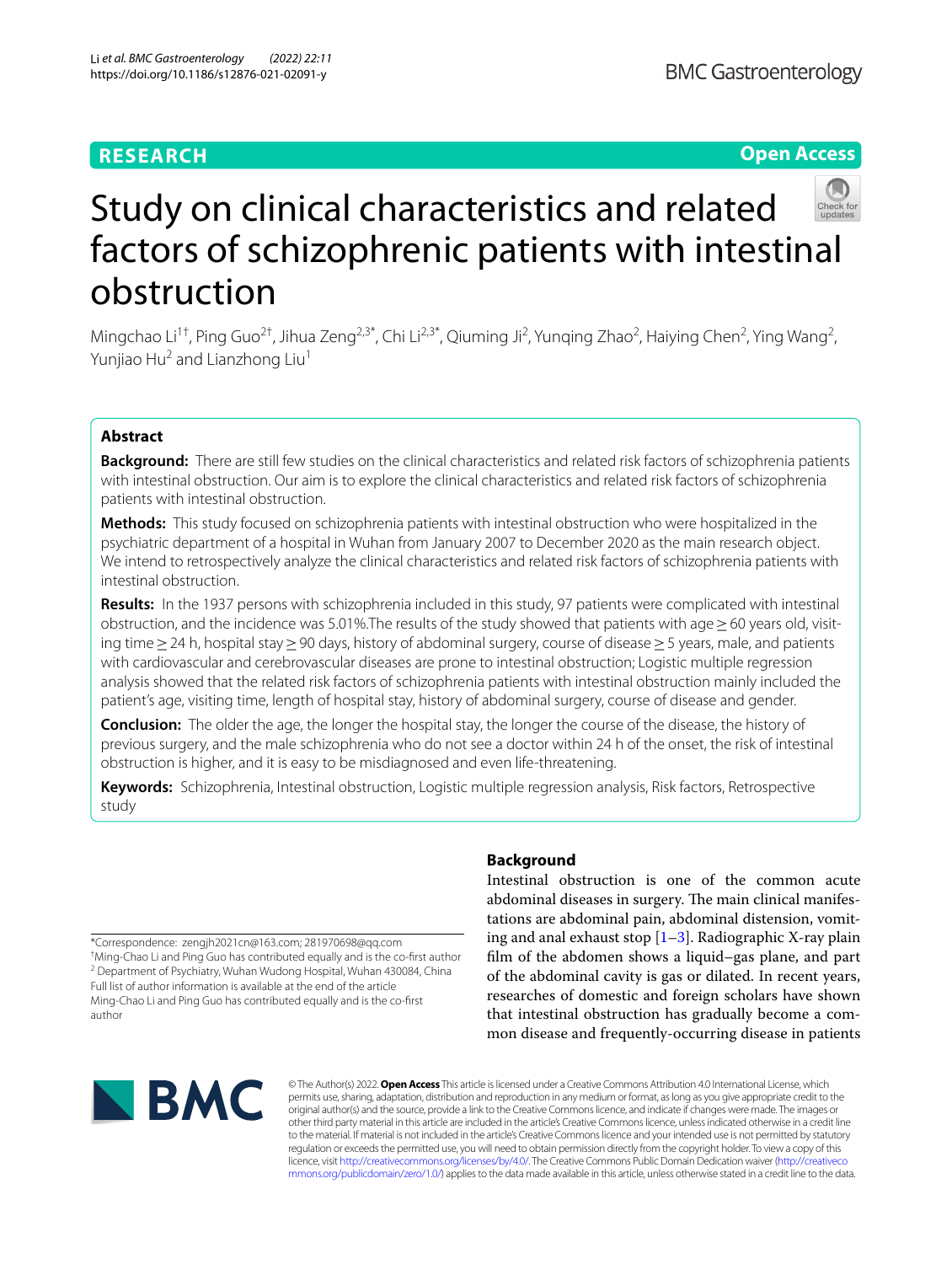RESEARCH

Open Access

# Study on clinical characteristics and related factors of schizophrenic patients with intestinal obstruction

Mingchao Li[1†], Ping Guo[2†], Jihua Zeng[2,3*], Chi Li[2,3*], Qiuming Ji[2], Yunqing Zhao[2], Haiying Chen[2], Ying Wang[2], Yunjiao Hu[2] and Lianzhong Liu[1]

## Abstract

**Background:** There are still few studies on the clinical characteristics and related risk factors of schizophrenia patients with intestinal obstruction. Our aim is to explore the clinical characteristics and related risk factors of schizophrenia patients with intestinal obstruction.

**Methods:** This study focused on schizophrenia patients with intestinal obstruction who were hospitalized in the psychiatric department of a hospital in Wuhan from January 2007 to December 2020 as the main research object. We intend to retrospectively analyze the clinical characteristics and related risk factors of schizophrenia patients with intestinal obstruction.

**Results:** In the 1937 persons with schizophrenia included in this study, 97 patients were complicated with intestinal obstruction, and the incidence was 5.01%.The results of the study showed that patients with age ≥ 60 years old, visiting time ≥ 24 h, hospital stay ≥ 90 days, history of abdominal surgery, course of disease ≥ 5 years, male, and patients with cardiovascular and cerebrovascular diseases are prone to intestinal obstruction; Logistic multiple regression analysis showed that the related risk factors of schizophrenia patients with intestinal obstruction mainly included the patient's age, visiting time, length of hospital stay, history of abdominal surgery, course of disease and gender.

**Conclusion:** The older the age, the longer the hospital stay, the longer the course of the disease, the history of previous surgery, and the male schizophrenia who do not see a doctor within 24 h of the onset, the risk of intestinal obstruction is higher, and it is easy to be misdiagnosed and even life-threatening.

**Keywords:** Schizophrenia, Intestinal obstruction, Logistic multiple regression analysis, Risk factors, Retrospective study

## Background

Intestinal obstruction is one of the common acute abdominal diseases in surgery. The main clinical manifestations are abdominal pain, abdominal distension, vomiting and anal exhaust stop [1–3]. Radiographic X-ray plain film of the abdomen shows a liquid–gas plane, and part of the abdominal cavity is gas or dilated. In recent years, researches of domestic and foreign scholars have shown that intestinal obstruction has gradually become a common disease and frequently-occurring disease in patients

*Correspondence: zengjh2021cn@163.com; 281970698@qq.com
†Ming-Chao Li and Ping Guo has contributed equally and is the co-first author
[2] Department of Psychiatry, Wuhan Wudong Hospital, Wuhan 430084, China
Full list of author information is available at the end of the article
Ming-Chao Li and Ping Guo has contributed equally and is the co-first author

© The Author(s) 2022. **Open Access** This article is licensed under a Creative Commons Attribution 4.0 International License, which permits use, sharing, adaptation, distribution and reproduction in any medium or format, as long as you give appropriate credit to the original author(s) and the source, provide a link to the Creative Commons licence, and indicate if changes were made. The images or other third party material in this article are included in the article's Creative Commons licence, unless indicated otherwise in a credit line to the material. If material is not included in the article's Creative Commons licence and your intended use is not permitted by statutory regulation or exceeds the permitted use, you will need to obtain permission directly from the copyright holder. To view a copy of this licence, visit http://creativecommons.org/licenses/by/4.0/. The Creative Commons Public Domain Dedication waiver (http://creativecommons.org/publicdomain/zero/1.0/) applies to the data made available in this article, unless otherwise stated in a credit line to the data.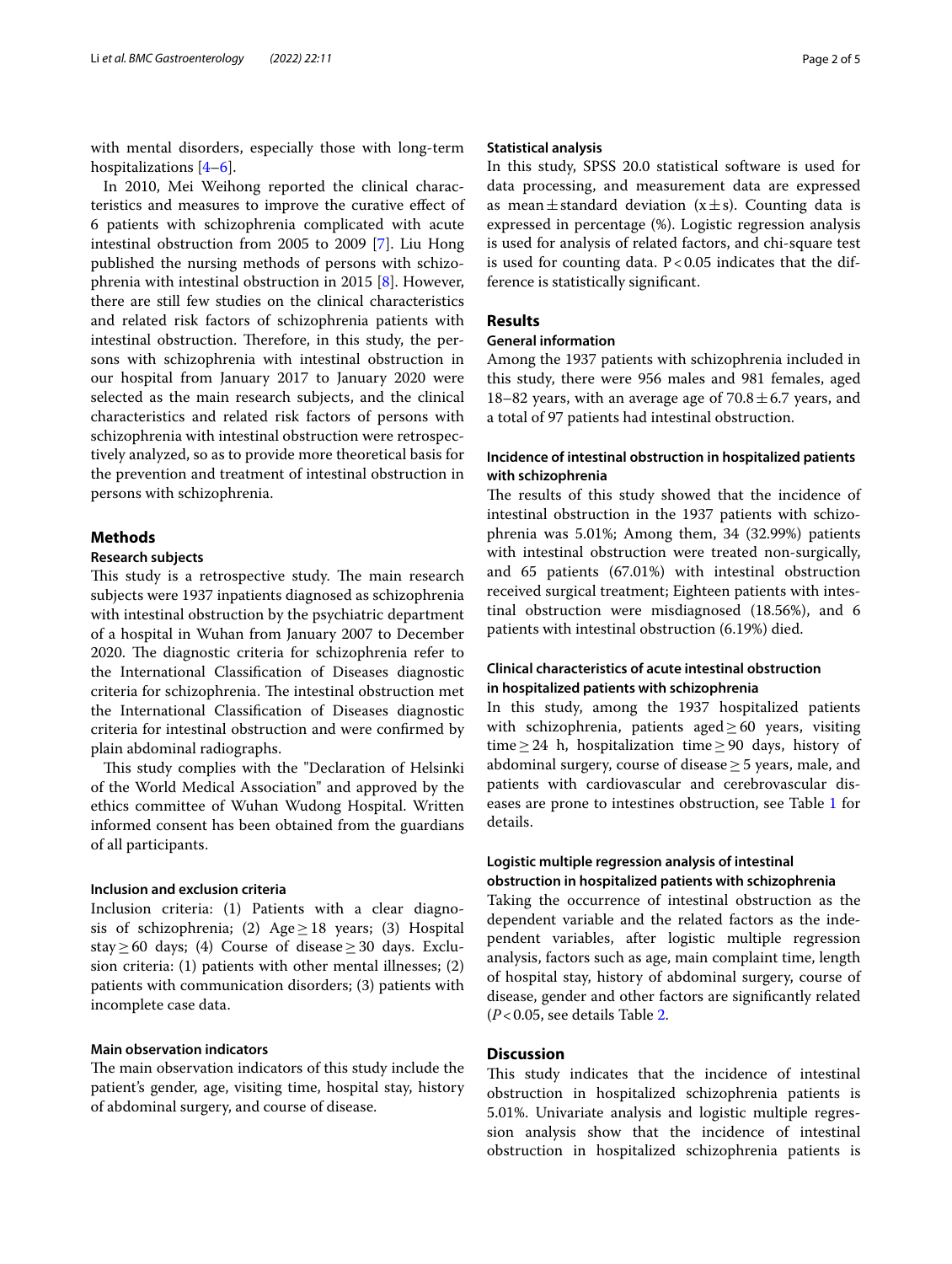with mental disorders, especially those with long-term hospitalizations [4–6].

In 2010, Mei Weihong reported the clinical characteristics and measures to improve the curative effect of 6 patients with schizophrenia complicated with acute intestinal obstruction from 2005 to 2009 [7]. Liu Hong published the nursing methods of persons with schizophrenia with intestinal obstruction in 2015 [8]. However, there are still few studies on the clinical characteristics and related risk factors of schizophrenia patients with intestinal obstruction. Therefore, in this study, the persons with schizophrenia with intestinal obstruction in our hospital from January 2017 to January 2020 were selected as the main research subjects, and the clinical characteristics and related risk factors of persons with schizophrenia with intestinal obstruction were retrospectively analyzed, so as to provide more theoretical basis for the prevention and treatment of intestinal obstruction in persons with schizophrenia.

## Methods

### Research subjects

This study is a retrospective study. The main research subjects were 1937 inpatients diagnosed as schizophrenia with intestinal obstruction by the psychiatric department of a hospital in Wuhan from January 2007 to December 2020. The diagnostic criteria for schizophrenia refer to the International Classification of Diseases diagnostic criteria for schizophrenia. The intestinal obstruction met the International Classification of Diseases diagnostic criteria for intestinal obstruction and were confirmed by plain abdominal radiographs.

This study complies with the "Declaration of Helsinki of the World Medical Association" and approved by the ethics committee of Wuhan Wudong Hospital. Written informed consent has been obtained from the guardians of all participants.

### Inclusion and exclusion criteria

Inclusion criteria: (1) Patients with a clear diagnosis of schizophrenia; (2) Age ≥ 18 years; (3) Hospital stay ≥ 60 days; (4) Course of disease ≥ 30 days. Exclusion criteria: (1) patients with other mental illnesses; (2) patients with communication disorders; (3) patients with incomplete case data.

### Main observation indicators

The main observation indicators of this study include the patient's gender, age, visiting time, hospital stay, history of abdominal surgery, and course of disease.

### Statistical analysis

In this study, SPSS 20.0 statistical software is used for data processing, and measurement data are expressed as mean ± standard deviation ($x \pm s$). Counting data is expressed in percentage (%). Logistic regression analysis is used for analysis of related factors, and chi-square test is used for counting data. $P < 0.05$ indicates that the difference is statistically significant.

## Results

### General information

Among the 1937 patients with schizophrenia included in this study, there were 956 males and 981 females, aged 18–82 years, with an average age of 70.8 ± 6.7 years, and a total of 97 patients had intestinal obstruction.

### Incidence of intestinal obstruction in hospitalized patients with schizophrenia

The results of this study showed that the incidence of intestinal obstruction in the 1937 patients with schizophrenia was 5.01%; Among them, 34 (32.99%) patients with intestinal obstruction were treated non-surgically, and 65 patients (67.01%) with intestinal obstruction received surgical treatment; Eighteen patients with intestinal obstruction were misdiagnosed (18.56%), and 6 patients with intestinal obstruction (6.19%) died.

### Clinical characteristics of acute intestinal obstruction in hospitalized patients with schizophrenia

In this study, among the 1937 hospitalized patients with schizophrenia, patients aged ≥ 60 years, visiting time ≥ 24 h, hospitalization time ≥ 90 days, history of abdominal surgery, course of disease ≥ 5 years, male, and patients with cardiovascular and cerebrovascular diseases are prone to intestines obstruction, see Table 1 for details.

### Logistic multiple regression analysis of intestinal obstruction in hospitalized patients with schizophrenia

Taking the occurrence of intestinal obstruction as the dependent variable and the related factors as the independent variables, after logistic multiple regression analysis, factors such as age, main complaint time, length of hospital stay, history of abdominal surgery, course of disease, gender and other factors are significantly related ($P < 0.05$, see details Table 2.

## Discussion

This study indicates that the incidence of intestinal obstruction in hospitalized schizophrenia patients is 5.01%. Univariate analysis and logistic multiple regression analysis show that the incidence of intestinal obstruction in hospitalized schizophrenia patients is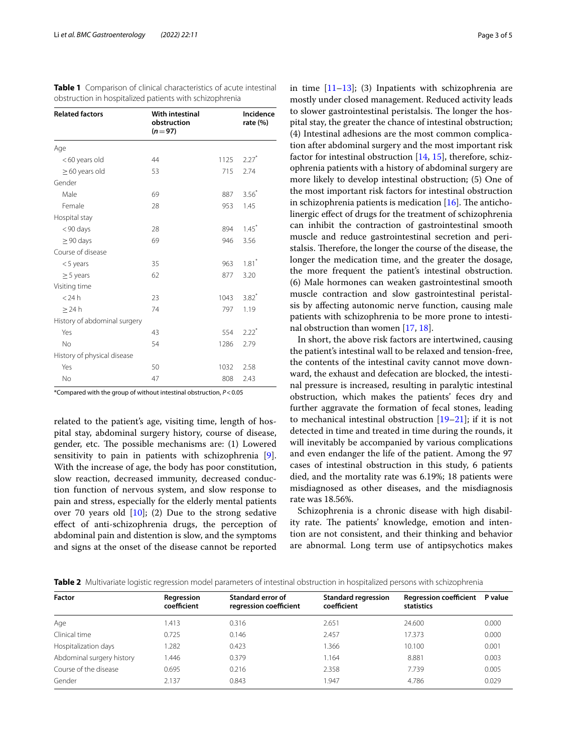**Table 1** Comparison of clinical characteristics of acute intestinal obstruction in hospitalized patients with schizophrenia

| Related factors | With intestinal obstruction ($n = 97$) | | Incidence rate (%) |
|---|---|---|---|
| Age | | | |
| < 60 years old | 44 | 1125 | 2.27* |
| ≥ 60 years old | 53 | 715 | 2.74 |
| Gender | | | |
| Male | 69 | 887 | 3.56* |
| Female | 28 | 953 | 1.45 |
| Hospital stay | | | |
| < 90 days | 28 | 894 | 1.45* |
| ≥ 90 days | 69 | 946 | 3.56 |
| Course of disease | | | |
| < 5 years | 35 | 963 | 1.81* |
| ≥ 5 years | 62 | 877 | 3.20 |
| Visiting time | | | |
| < 24 h | 23 | 1043 | 3.82* |
| ≥ 24 h | 74 | 797 | 1.19 |
| History of abdominal surgery | | | |
| Yes | 43 | 554 | 2.22* |
| No | 54 | 1286 | 2.79 |
| History of physical disease | | | |
| Yes | 50 | 1032 | 2.58 |
| No | 47 | 808 | 2.43 |

*Compared with the group of without intestinal obstruction, $P < 0.05$

related to the patient's age, visiting time, length of hospital stay, abdominal surgery history, course of disease, gender, etc. The possible mechanisms are: (1) Lowered sensitivity to pain in patients with schizophrenia [9]. With the increase of age, the body has poor constitution, slow reaction, decreased immunity, decreased conduction function of nervous system, and slow response to pain and stress, especially for the elderly mental patients over 70 years old [10]; (2) Due to the strong sedative effect of anti-schizophrenia drugs, the perception of abdominal pain and distention is slow, and the symptoms and signs at the onset of the disease cannot be reported in time [11–13]; (3) Inpatients with schizophrenia are mostly under closed management. Reduced activity leads to slower gastrointestinal peristalsis. The longer the hospital stay, the greater the chance of intestinal obstruction; (4) Intestinal adhesions are the most common complication after abdominal surgery and the most important risk factor for intestinal obstruction [14, 15], therefore, schizophrenia patients with a history of abdominal surgery are more likely to develop intestinal obstruction; (5) One of the most important risk factors for intestinal obstruction in schizophrenia patients is medication [16]. The anticholinergic effect of drugs for the treatment of schizophrenia can inhibit the contraction of gastrointestinal smooth muscle and reduce gastrointestinal secretion and peristalsis. Therefore, the longer the course of the disease, the longer the medication time, and the greater the dosage, the more frequent the patient's intestinal obstruction. (6) Male hormones can weaken gastrointestinal smooth muscle contraction and slow gastrointestinal peristalsis by affecting autonomic nerve function, causing male patients with schizophrenia to be more prone to intestinal obstruction than women [17, 18].

In short, the above risk factors are intertwined, causing the patient's intestinal wall to be relaxed and tension-free, the contents of the intestinal cavity cannot move downward, the exhaust and defecation are blocked, the intestinal pressure is increased, resulting in paralytic intestinal obstruction, which makes the patients' feces dry and further aggravate the formation of fecal stones, leading to mechanical intestinal obstruction [19–21]; if it is not detected in time and treated in time during the rounds, it will inevitably be accompanied by various complications and even endanger the life of the patient. Among the 97 cases of intestinal obstruction in this study, 6 patients died, and the mortality rate was 6.19%; 18 patients were misdiagnosed as other diseases, and the misdiagnosis rate was 18.56%.

Schizophrenia is a chronic disease with high disability rate. The patients' knowledge, emotion and intention are not consistent, and their thinking and behavior are abnormal. Long term use of antipsychotics makes

**Table 2** Multivariate logistic regression model parameters of intestinal obstruction in hospitalized persons with schizophrenia

| Factor | Regression coefficient | Standard error of regression coefficient | Standard regression coefficient | Regression coefficient statistics | P value |
|---|---|---|---|---|---|
| Age | 1.413 | 0.316 | 2.651 | 24.600 | 0.000 |
| Clinical time | 0.725 | 0.146 | 2.457 | 17.373 | 0.000 |
| Hospitalization days | 1.282 | 0.423 | 1.366 | 10.100 | 0.001 |
| Abdominal surgery history | 1.446 | 0.379 | 1.164 | 8.881 | 0.003 |
| Course of the disease | 0.695 | 0.216 | 2.358 | 7.739 | 0.005 |
| Gender | 2.137 | 0.843 | 1.947 | 4.786 | 0.029 |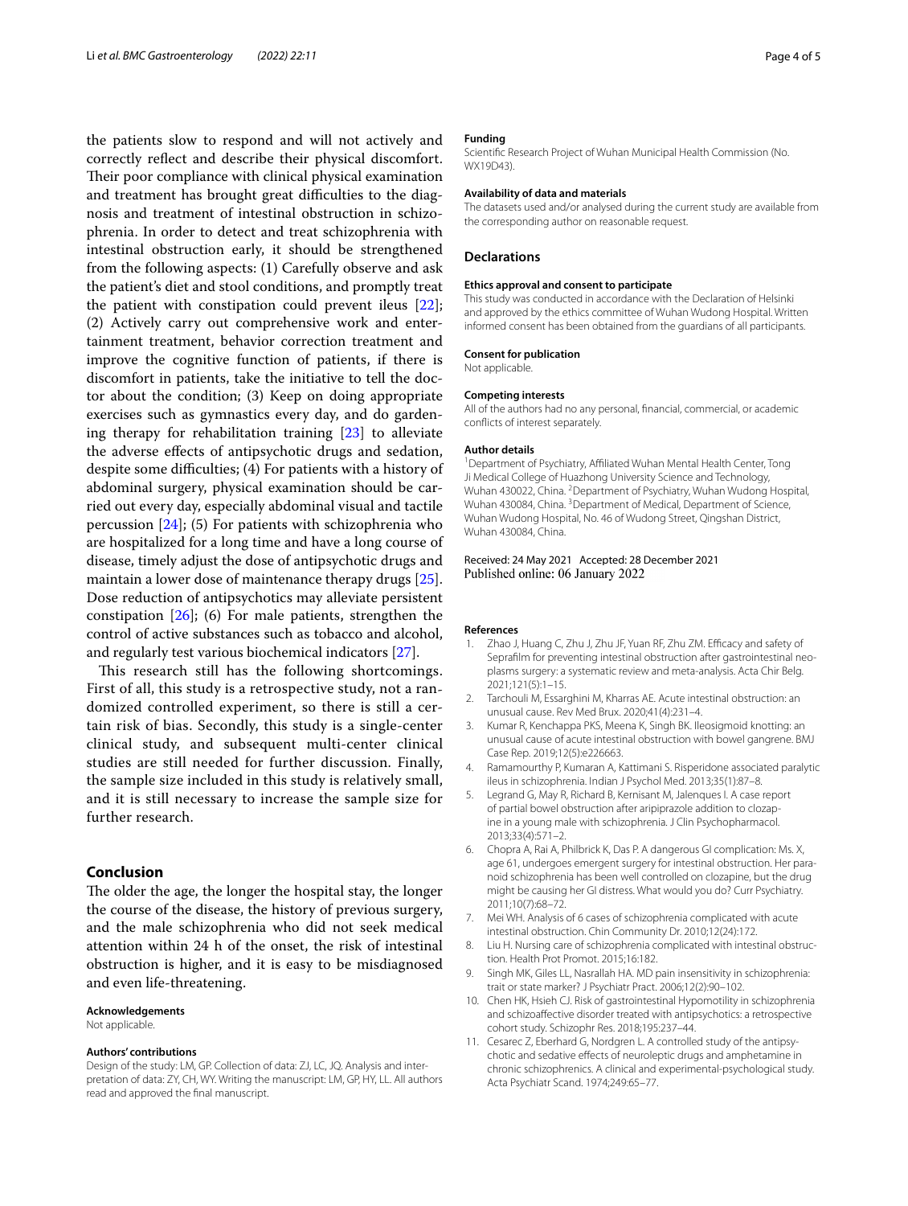the patients slow to respond and will not actively and correctly reflect and describe their physical discomfort. Their poor compliance with clinical physical examination and treatment has brought great difficulties to the diagnosis and treatment of intestinal obstruction in schizophrenia. In order to detect and treat schizophrenia with intestinal obstruction early, it should be strengthened from the following aspects: (1) Carefully observe and ask the patient's diet and stool conditions, and promptly treat the patient with constipation could prevent ileus [22]; (2) Actively carry out comprehensive work and entertainment treatment, behavior correction treatment and improve the cognitive function of patients, if there is discomfort in patients, take the initiative to tell the doctor about the condition; (3) Keep on doing appropriate exercises such as gymnastics every day, and do gardening therapy for rehabilitation training [23] to alleviate the adverse effects of antipsychotic drugs and sedation, despite some difficulties; (4) For patients with a history of abdominal surgery, physical examination should be carried out every day, especially abdominal visual and tactile percussion [24]; (5) For patients with schizophrenia who are hospitalized for a long time and have a long course of disease, timely adjust the dose of antipsychotic drugs and maintain a lower dose of maintenance therapy drugs [25]. Dose reduction of antipsychotics may alleviate persistent constipation [26]; (6) For male patients, strengthen the control of active substances such as tobacco and alcohol, and regularly test various biochemical indicators [27].

This research still has the following shortcomings. First of all, this study is a retrospective study, not a randomized controlled experiment, so there is still a certain risk of bias. Secondly, this study is a single-center clinical study, and subsequent multi-center clinical studies are still needed for further discussion. Finally, the sample size included in this study is relatively small, and it is still necessary to increase the sample size for further research.

## Conclusion

The older the age, the longer the hospital stay, the longer the course of the disease, the history of previous surgery, and the male schizophrenia who did not seek medical attention within 24 h of the onset, the risk of intestinal obstruction is higher, and it is easy to be misdiagnosed and even life-threatening.

#### Acknowledgements
Not applicable.

#### Authors' contributions
Design of the study: LM, GP. Collection of data: ZJ, LC, JQ. Analysis and interpretation of data: ZY, CH, WY. Writing the manuscript: LM, GP, HY, LL. All authors read and approved the final manuscript.

#### Funding
Scientific Research Project of Wuhan Municipal Health Commission (No. WX19D43).

#### Availability of data and materials
The datasets used and/or analysed during the current study are available from the corresponding author on reasonable request.

### Declarations

#### Ethics approval and consent to participate
This study was conducted in accordance with the Declaration of Helsinki and approved by the ethics committee of Wuhan Wudong Hospital. Written informed consent has been obtained from the guardians of all participants.

#### Consent for publication
Not applicable.

#### Competing interests
All of the authors had no any personal, financial, commercial, or academic conflicts of interest separately.

#### Author details
[1]Department of Psychiatry, Affiliated Wuhan Mental Health Center, Tong Ji Medical College of Huazhong University Science and Technology, Wuhan 430022, China. [2]Department of Psychiatry, Wuhan Wudong Hospital, Wuhan 430084, China. [3]Department of Medical, Department of Science, Wuhan Wudong Hospital, No. 46 of Wudong Street, Qingshan District, Wuhan 430084, China.

Received: 24 May 2021 Accepted: 28 December 2021
Published online: 06 January 2022

#### References

1. Zhao J, Huang C, Zhu J, Zhu JF, Yuan RF, Zhu ZM. Efficacy and safety of Seprafilm for preventing intestinal obstruction after gastrointestinal neoplasms surgery: a systematic review and meta-analysis. Acta Chir Belg. 2021;121(5):1–15.
2. Tarchouli M, Essarghini M, Kharras AE. Acute intestinal obstruction: an unusual cause. Rev Med Brux. 2020;41(4):231–4.
3. Kumar R, Kenchappa PKS, Meena K, Singh BK. Ileosigmoid knotting: an unusual cause of acute intestinal obstruction with bowel gangrene. BMJ Case Rep. 2019;12(5):e226663.
4. Ramamourthy P, Kumaran A, Kattimani S. Risperidone associated paralytic ileus in schizophrenia. Indian J Psychol Med. 2013;35(1):87–8.
5. Legrand G, May R, Richard B, Kernisant M, Jalenques I. A case report of partial bowel obstruction after aripiprazole addition to clozapine in a young male with schizophrenia. J Clin Psychopharmacol. 2013;33(4):571–2.
6. Chopra A, Rai A, Philbrick K, Das P. A dangerous GI complication: Ms. X, age 61, undergoes emergent surgery for intestinal obstruction. Her paranoid schizophrenia has been well controlled on clozapine, but the drug might be causing her GI distress. What would you do? Curr Psychiatry. 2011;10(7):68–72.
7. Mei WH. Analysis of 6 cases of schizophrenia complicated with acute intestinal obstruction. Chin Community Dr. 2010;12(24):172.
8. Liu H. Nursing care of schizophrenia complicated with intestinal obstruction. Health Prot Promot. 2015;16:182.
9. Singh MK, Giles LL, Nasrallah HA. MD pain insensitivity in schizophrenia: trait or state marker? J Psychiatr Pract. 2006;12(2):90–102.
10. Chen HK, Hsieh CJ. Risk of gastrointestinal Hypomotility in schizophrenia and schizoaffective disorder treated with antipsychotics: a retrospective cohort study. Schizophr Res. 2018;195:237–44.
11. Cesarec Z, Eberhard G, Nordgren L. A controlled study of the antipsychotic and sedative effects of neuroleptic drugs and amphetamine in chronic schizophrenics. A clinical and experimental-psychological study. Acta Psychiatr Scand. 1974;249:65–77.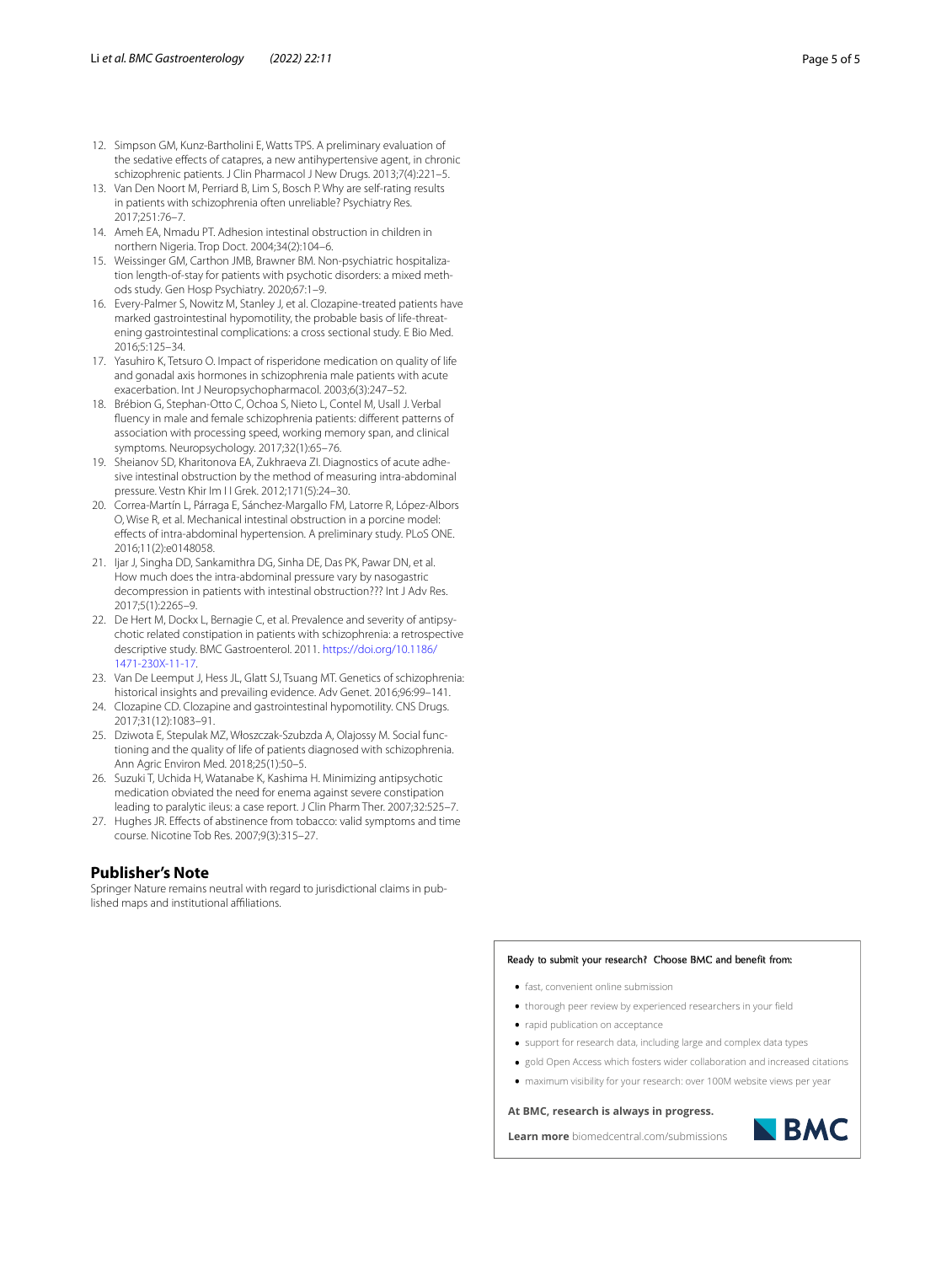12. Simpson GM, Kunz-Bartholini E, Watts TPS. A preliminary evaluation of the sedative effects of catapres, a new antihypertensive agent, in chronic schizophrenic patients. J Clin Pharmacol J New Drugs. 2013;7(4):221–5.
13. Van Den Noort M, Perriard B, Lim S, Bosch P. Why are self-rating results in patients with schizophrenia often unreliable? Psychiatry Res. 2017;251:76–7.
14. Ameh EA, Nmadu PT. Adhesion intestinal obstruction in children in northern Nigeria. Trop Doct. 2004;34(2):104–6.
15. Weissinger GM, Carthon JMB, Brawner BM. Non-psychiatric hospitalization length-of-stay for patients with psychotic disorders: a mixed methods study. Gen Hosp Psychiatry. 2020;67:1–9.
16. Every-Palmer S, Nowitz M, Stanley J, et al. Clozapine-treated patients have marked gastrointestinal hypomotility, the probable basis of life-threatening gastrointestinal complications: a cross sectional study. E Bio Med. 2016;5:125–34.
17. Yasuhiro K, Tetsuro O. Impact of risperidone medication on quality of life and gonadal axis hormones in schizophrenia male patients with acute exacerbation. Int J Neuropsychopharmacol. 2003;6(3):247–52.
18. Brébion G, Stephan-Otto C, Ochoa S, Nieto L, Contel M, Usall J. Verbal fluency in male and female schizophrenia patients: different patterns of association with processing speed, working memory span, and clinical symptoms. Neuropsychology. 2017;32(1):65–76.
19. Sheianov SD, Kharitonova EA, Zukhraeva ZI. Diagnostics of acute adhesive intestinal obstruction by the method of measuring intra-abdominal pressure. Vestn Khir Im I I Grek. 2012;171(5):24–30.
20. Correa-Martín L, Párraga E, Sánchez-Margallo FM, Latorre R, López-Albors O, Wise R, et al. Mechanical intestinal obstruction in a porcine model: effects of intra-abdominal hypertension. A preliminary study. PLoS ONE. 2016;11(2):e0148058.
21. Ijar J, Singha DD, Sankamithra DG, Sinha DE, Das PK, Pawar DN, et al. How much does the intra-abdominal pressure vary by nasogastric decompression in patients with intestinal obstruction??? Int J Adv Res. 2017;5(1):2265–9.
22. De Hert M, Dockx L, Bernagie C, et al. Prevalence and severity of antipsychotic related constipation in patients with schizophrenia: a retrospective descriptive study. BMC Gastroenterol. 2011. https://doi.org/10.1186/1471-230X-11-17.
23. Van De Leemput J, Hess JL, Glatt SJ, Tsuang MT. Genetics of schizophrenia: historical insights and prevailing evidence. Adv Genet. 2016;96:99–141.
24. Clozapine CD. Clozapine and gastrointestinal hypomotility. CNS Drugs. 2017;31(12):1083–91.
25. Dziwota E, Stepulak MZ, Włoszczak-Szubzda A, Olajossy M. Social functioning and the quality of life of patients diagnosed with schizophrenia. Ann Agric Environ Med. 2018;25(1):50–5.
26. Suzuki T, Uchida H, Watanabe K, Kashima H. Minimizing antipsychotic medication obviated the need for enema against severe constipation leading to paralytic ileus: a case report. J Clin Pharm Ther. 2007;32:525–7.
27. Hughes JR. Effects of abstinence from tobacco: valid symptoms and time course. Nicotine Tob Res. 2007;9(3):315–27.

## Publisher's Note

Springer Nature remains neutral with regard to jurisdictional claims in published maps and institutional affiliations.

Ready to submit your research? Choose BMC and benefit from:

- fast, convenient online submission
- thorough peer review by experienced researchers in your field
- rapid publication on acceptance
- support for research data, including large and complex data types
- gold Open Access which fosters wider collaboration and increased citations
- maximum visibility for your research: over 100M website views per year

**At BMC, research is always in progress.**

**Learn more** biomedcentral.com/submissions

BMC